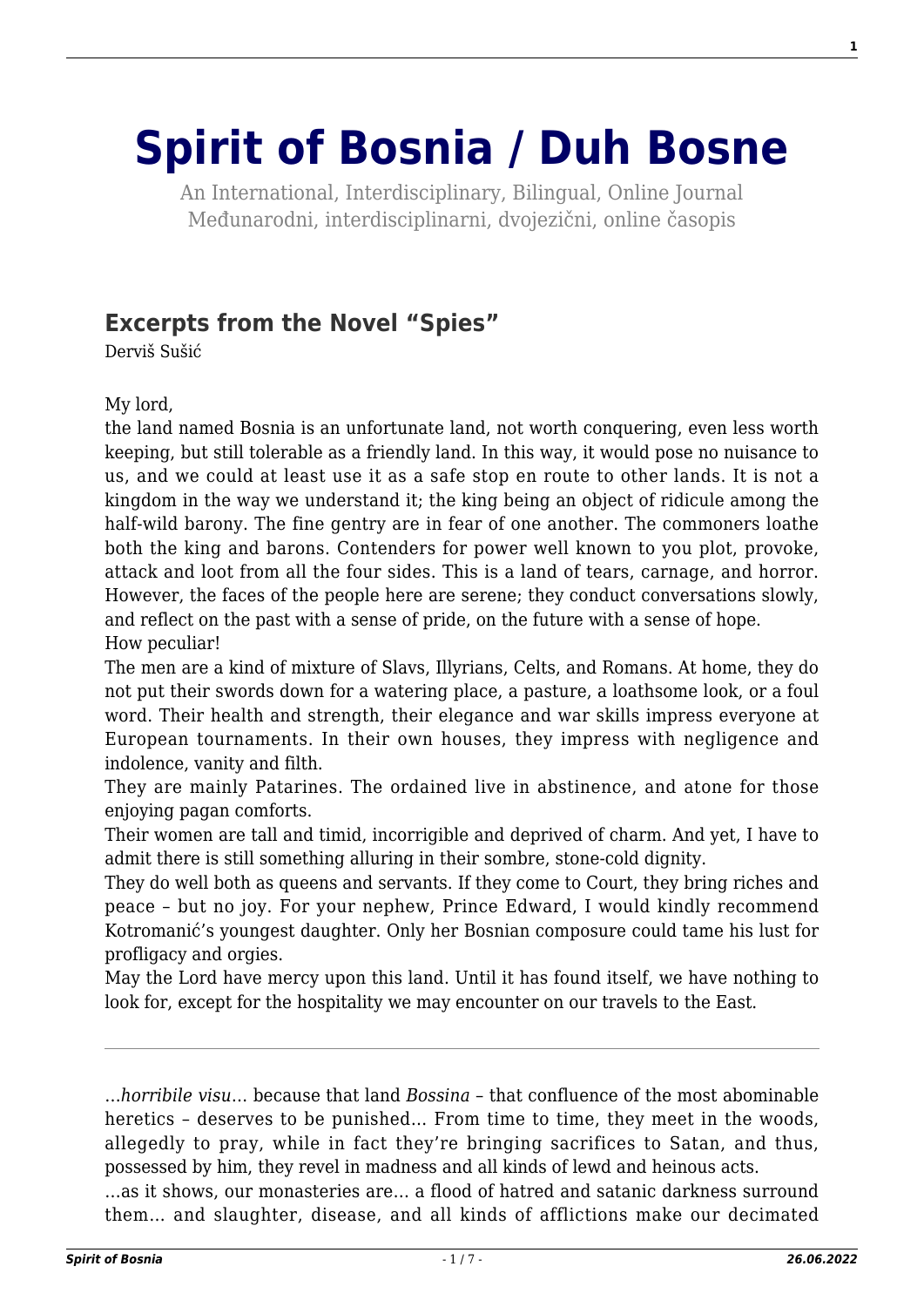# Spirit of Bosnia / Duh Bosne

An International, Interdisciplinary, Bilingual, Online Journal
Međunarodni, interdisciplinarni, dvojezični, online časopis

## Excerpts from the Novel "Spies"

Derviš Sušić

My lord,
the land named Bosnia is an unfortunate land, not worth conquering, even less worth keeping, but still tolerable as a friendly land. In this way, it would pose no nuisance to us, and we could at least use it as a safe stop en route to other lands. It is not a kingdom in the way we understand it; the king being an object of ridicule among the half-wild barony. The fine gentry are in fear of one another. The commoners loathe both the king and barons. Contenders for power well known to you plot, provoke, attack and loot from all the four sides. This is a land of tears, carnage, and horror. However, the faces of the people here are serene; they conduct conversations slowly, and reflect on the past with a sense of pride, on the future with a sense of hope.
How peculiar!
The men are a kind of mixture of Slavs, Illyrians, Celts, and Romans. At home, they do not put their swords down for a watering place, a pasture, a loathsome look, or a foul word. Their health and strength, their elegance and war skills impress everyone at European tournaments. In their own houses, they impress with negligence and indolence, vanity and filth.
They are mainly Patarines. The ordained live in abstinence, and atone for those enjoying pagan comforts.
Their women are tall and timid, incorrigible and deprived of charm. And yet, I have to admit there is still something alluring in their sombre, stone-cold dignity.
They do well both as queens and servants. If they come to Court, they bring riches and peace – but no joy. For your nephew, Prince Edward, I would kindly recommend Kotromanić's youngest daughter. Only her Bosnian composure could tame his lust for profligacy and orgies.
May the Lord have mercy upon this land. Until it has found itself, we have nothing to look for, except for the hospitality we may encounter on our travels to the East.

---

…*horribile visu*… because that land *Bossina* – that confluence of the most abominable heretics – deserves to be punished… From time to time, they meet in the woods, allegedly to pray, while in fact they're bringing sacrifices to Satan, and thus, possessed by him, they revel in madness and all kinds of lewd and heinous acts.
…as it shows, our monasteries are… a flood of hatred and satanic darkness surround them… and slaughter, disease, and all kinds of afflictions make our decimated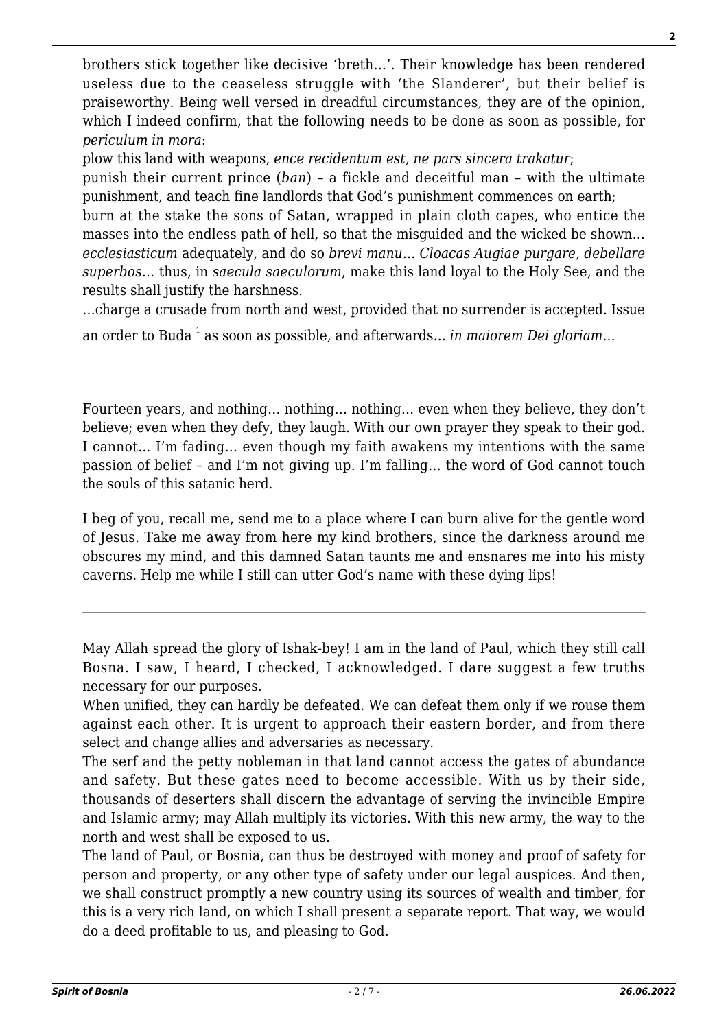brothers stick together like decisive 'breth…'. Their knowledge has been rendered useless due to the ceaseless struggle with 'the Slanderer', but their belief is praiseworthy. Being well versed in dreadful circumstances, they are of the opinion, which I indeed confirm, that the following needs to be done as soon as possible, for *periculum in mora*:

plow this land with weapons, *ence recidentum est, ne pars sincera trakatur*;

punish their current prince (*ban*) – a fickle and deceitful man – with the ultimate punishment, and teach fine landlords that God's punishment commences on earth;

burn at the stake the sons of Satan, wrapped in plain cloth capes, who entice the masses into the endless path of hell, so that the misguided and the wicked be shown… *ecclesiasticum* adequately, and do so *brevi manu*… *Cloacas Augiae purgare, debellare superbos*… thus, in *saecula saeculorum*, make this land loyal to the Holy See, and the results shall justify the harshness.

…charge a crusade from north and west, provided that no surrender is accepted. Issue an order to Buda [1] as soon as possible, and afterwards… *in maiorem Dei gloriam*…

---

Fourteen years, and nothing… nothing… nothing… even when they believe, they don't believe; even when they defy, they laugh. With our own prayer they speak to their god. I cannot… I'm fading… even though my faith awakens my intentions with the same passion of belief – and I'm not giving up. I'm falling… the word of God cannot touch the souls of this satanic herd.

I beg of you, recall me, send me to a place where I can burn alive for the gentle word of Jesus. Take me away from here my kind brothers, since the darkness around me obscures my mind, and this damned Satan taunts me and ensnares me into his misty caverns. Help me while I still can utter God's name with these dying lips!

---

May Allah spread the glory of Ishak-bey! I am in the land of Paul, which they still call Bosna. I saw, I heard, I checked, I acknowledged. I dare suggest a few truths necessary for our purposes.

When unified, they can hardly be defeated. We can defeat them only if we rouse them against each other. It is urgent to approach their eastern border, and from there select and change allies and adversaries as necessary.

The serf and the petty nobleman in that land cannot access the gates of abundance and safety. But these gates need to become accessible. With us by their side, thousands of deserters shall discern the advantage of serving the invincible Empire and Islamic army; may Allah multiply its victories. With this new army, the way to the north and west shall be exposed to us.

The land of Paul, or Bosnia, can thus be destroyed with money and proof of safety for person and property, or any other type of safety under our legal auspices. And then, we shall construct promptly a new country using its sources of wealth and timber, for this is a very rich land, on which I shall present a separate report. That way, we would do a deed profitable to us, and pleasing to God.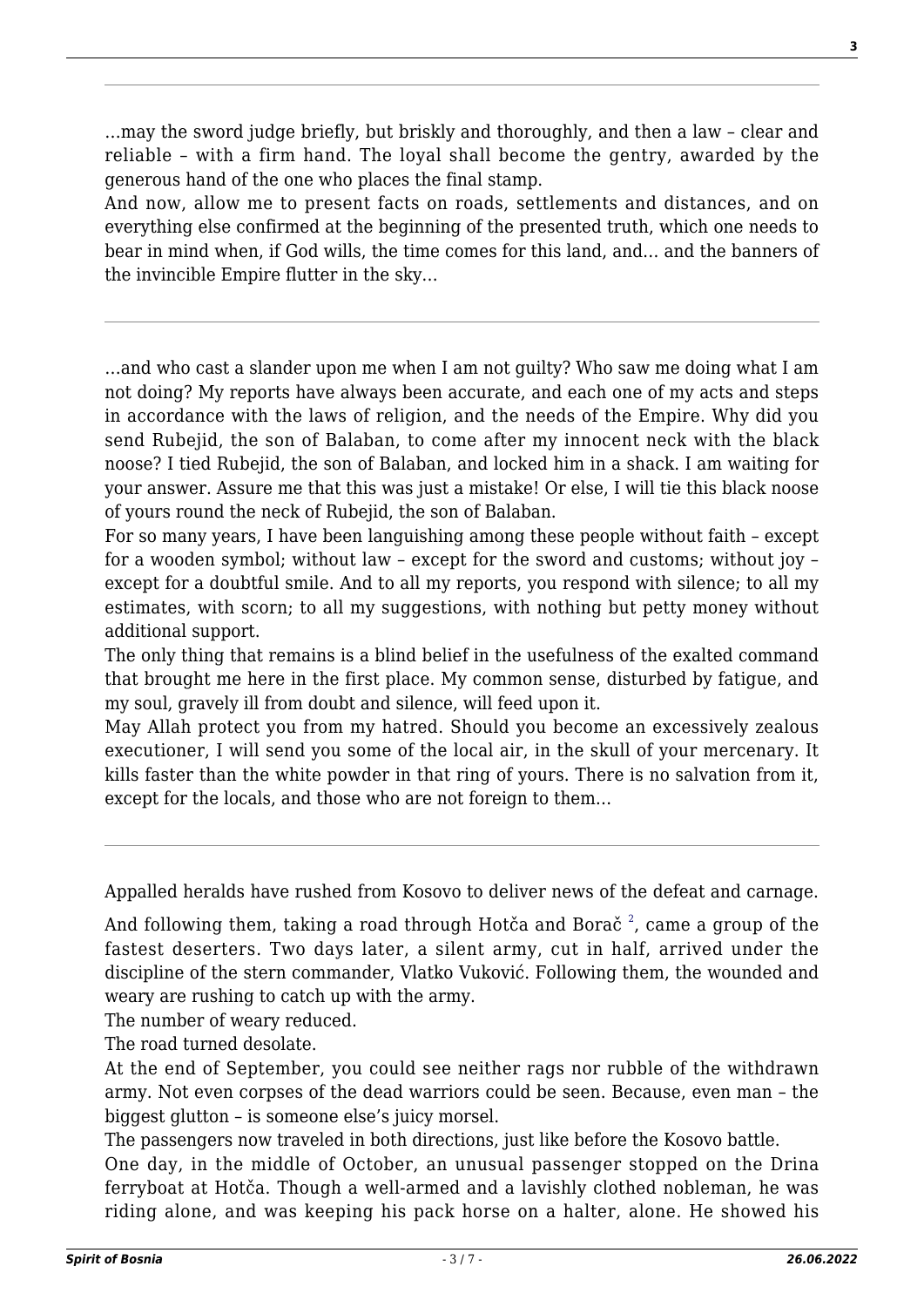---

…may the sword judge briefly, but briskly and thoroughly, and then a law – clear and reliable – with a firm hand. The loyal shall become the gentry, awarded by the generous hand of the one who places the final stamp.
And now, allow me to present facts on roads, settlements and distances, and on everything else confirmed at the beginning of the presented truth, which one needs to bear in mind when, if God wills, the time comes for this land, and… and the banners of the invincible Empire flutter in the sky…

---

…and who cast a slander upon me when I am not guilty? Who saw me doing what I am not doing? My reports have always been accurate, and each one of my acts and steps in accordance with the laws of religion, and the needs of the Empire. Why did you send Rubejid, the son of Balaban, to come after my innocent neck with the black noose? I tied Rubejid, the son of Balaban, and locked him in a shack. I am waiting for your answer. Assure me that this was just a mistake! Or else, I will tie this black noose of yours round the neck of Rubejid, the son of Balaban.
For so many years, I have been languishing among these people without faith – except for a wooden symbol; without law – except for the sword and customs; without joy – except for a doubtful smile. And to all my reports, you respond with silence; to all my estimates, with scorn; to all my suggestions, with nothing but petty money without additional support.
The only thing that remains is a blind belief in the usefulness of the exalted command that brought me here in the first place. My common sense, disturbed by fatigue, and my soul, gravely ill from doubt and silence, will feed upon it.
May Allah protect you from my hatred. Should you become an excessively zealous executioner, I will send you some of the local air, in the skull of your mercenary. It kills faster than the white powder in that ring of yours. There is no salvation from it, except for the locals, and those who are not foreign to them…

---

Appalled heralds have rushed from Kosovo to deliver news of the defeat and carnage.

And following them, taking a road through Hotča and Borač [2], came a group of the fastest deserters. Two days later, a silent army, cut in half, arrived under the discipline of the stern commander, Vlatko Vuković. Following them, the wounded and weary are rushing to catch up with the army.
The number of weary reduced.
The road turned desolate.
At the end of September, you could see neither rags nor rubble of the withdrawn army. Not even corpses of the dead warriors could be seen. Because, even man – the biggest glutton – is someone else's juicy morsel.
The passengers now traveled in both directions, just like before the Kosovo battle.
One day, in the middle of October, an unusual passenger stopped on the Drina ferryboat at Hotča. Though a well-armed and a lavishly clothed nobleman, he was riding alone, and was keeping his pack horse on a halter, alone. He showed his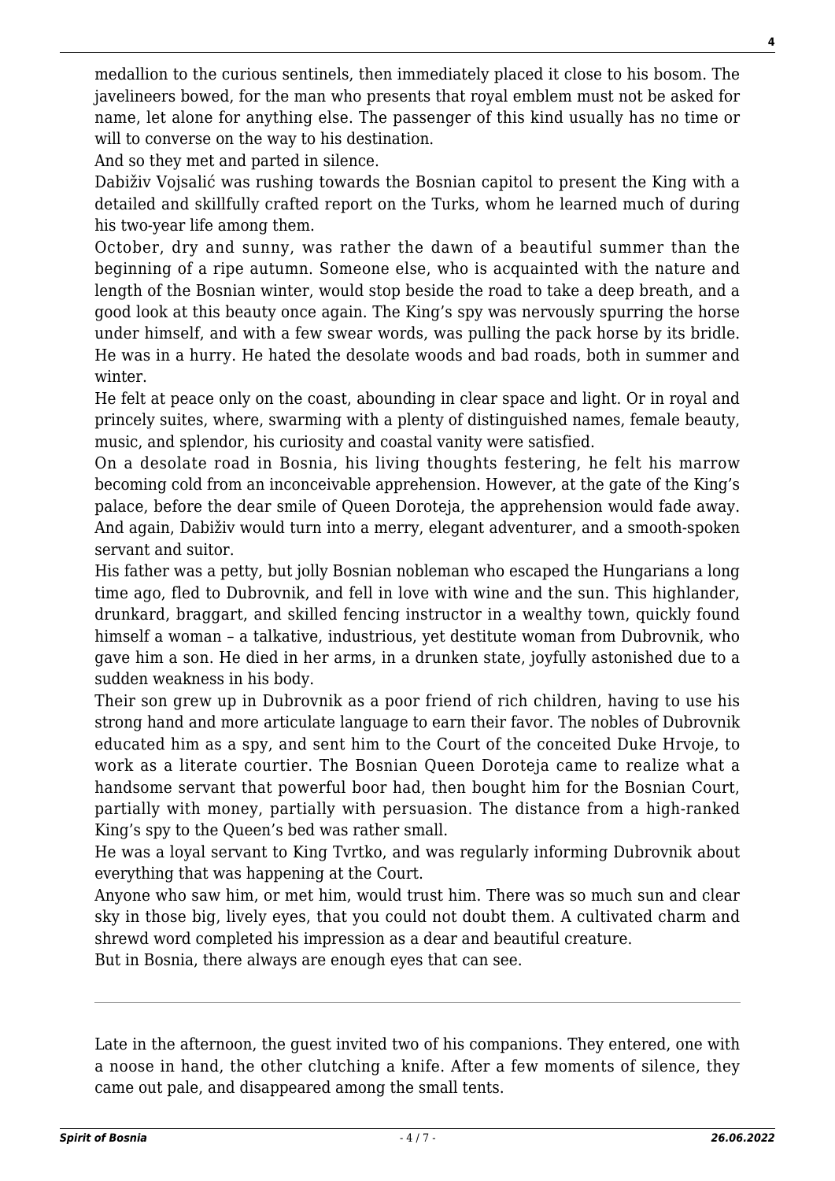medallion to the curious sentinels, then immediately placed it close to his bosom. The javelineers bowed, for the man who presents that royal emblem must not be asked for name, let alone for anything else. The passenger of this kind usually has no time or will to converse on the way to his destination.

And so they met and parted in silence.

Dabiživ Vojsalić was rushing towards the Bosnian capitol to present the King with a detailed and skillfully crafted report on the Turks, whom he learned much of during his two-year life among them.

October, dry and sunny, was rather the dawn of a beautiful summer than the beginning of a ripe autumn. Someone else, who is acquainted with the nature and length of the Bosnian winter, would stop beside the road to take a deep breath, and a good look at this beauty once again. The King's spy was nervously spurring the horse under himself, and with a few swear words, was pulling the pack horse by its bridle. He was in a hurry. He hated the desolate woods and bad roads, both in summer and winter.

He felt at peace only on the coast, abounding in clear space and light. Or in royal and princely suites, where, swarming with a plenty of distinguished names, female beauty, music, and splendor, his curiosity and coastal vanity were satisfied.

On a desolate road in Bosnia, his living thoughts festering, he felt his marrow becoming cold from an inconceivable apprehension. However, at the gate of the King's palace, before the dear smile of Queen Doroteja, the apprehension would fade away. And again, Dabiživ would turn into a merry, elegant adventurer, and a smooth-spoken servant and suitor.

His father was a petty, but jolly Bosnian nobleman who escaped the Hungarians a long time ago, fled to Dubrovnik, and fell in love with wine and the sun. This highlander, drunkard, braggart, and skilled fencing instructor in a wealthy town, quickly found himself a woman – a talkative, industrious, yet destitute woman from Dubrovnik, who gave him a son. He died in her arms, in a drunken state, joyfully astonished due to a sudden weakness in his body.

Their son grew up in Dubrovnik as a poor friend of rich children, having to use his strong hand and more articulate language to earn their favor. The nobles of Dubrovnik educated him as a spy, and sent him to the Court of the conceited Duke Hrvoje, to work as a literate courtier. The Bosnian Queen Doroteja came to realize what a handsome servant that powerful boor had, then bought him for the Bosnian Court, partially with money, partially with persuasion. The distance from a high-ranked King's spy to the Queen's bed was rather small.

He was a loyal servant to King Tvrtko, and was regularly informing Dubrovnik about everything that was happening at the Court.

Anyone who saw him, or met him, would trust him. There was so much sun and clear sky in those big, lively eyes, that you could not doubt them. A cultivated charm and shrewd word completed his impression as a dear and beautiful creature.

But in Bosnia, there always are enough eyes that can see.

---

Late in the afternoon, the guest invited two of his companions. They entered, one with a noose in hand, the other clutching a knife. After a few moments of silence, they came out pale, and disappeared among the small tents.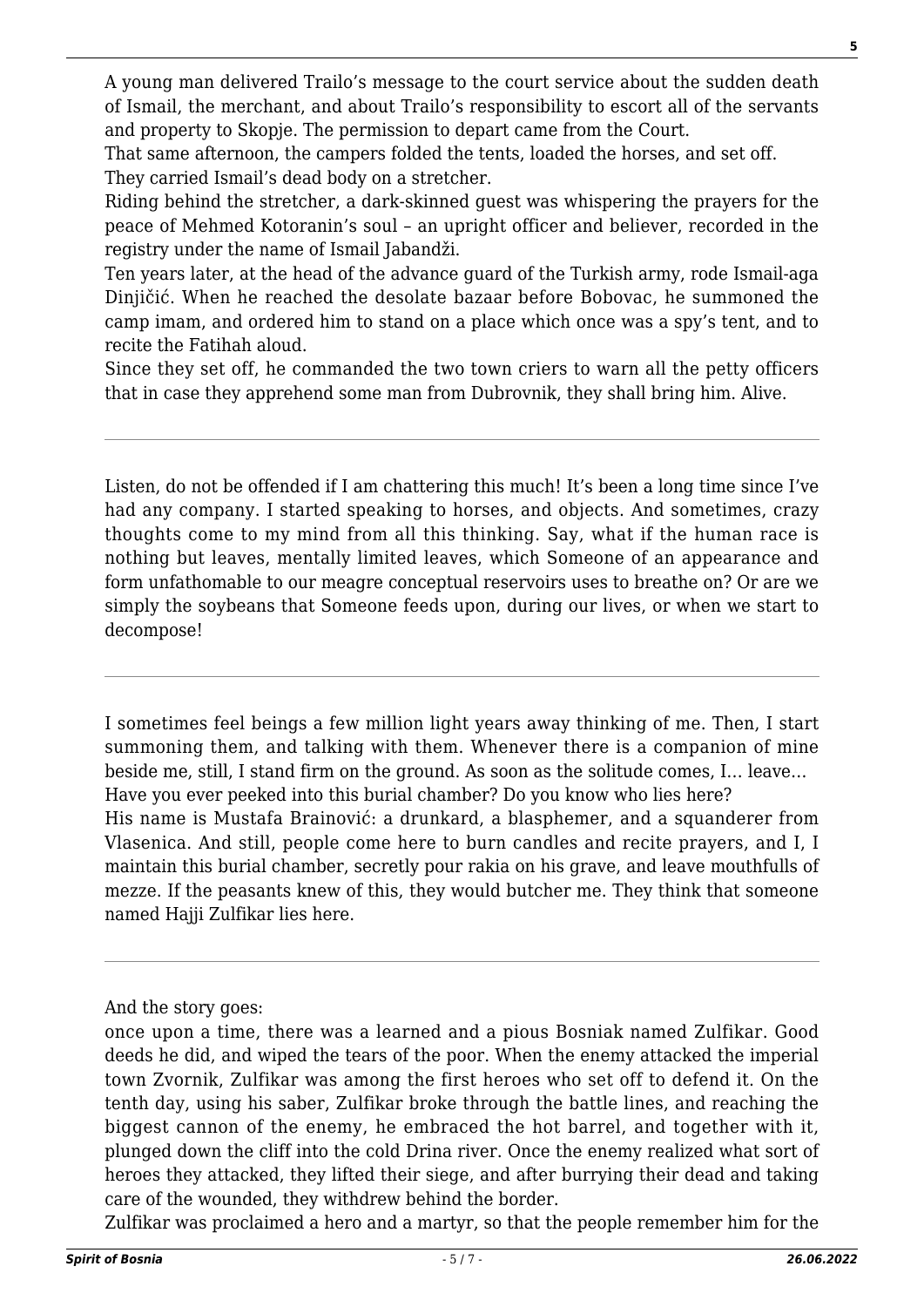A young man delivered Trailo's message to the court service about the sudden death of Ismail, the merchant, and about Trailo's responsibility to escort all of the servants and property to Skopje. The permission to depart came from the Court.

That same afternoon, the campers folded the tents, loaded the horses, and set off.

They carried Ismail's dead body on a stretcher.

Riding behind the stretcher, a dark-skinned guest was whispering the prayers for the peace of Mehmed Kotoranin's soul – an upright officer and believer, recorded in the registry under the name of Ismail Jabandži.

Ten years later, at the head of the advance guard of the Turkish army, rode Ismail-aga Dinjičić. When he reached the desolate bazaar before Bobovac, he summoned the camp imam, and ordered him to stand on a place which once was a spy's tent, and to recite the Fatihah aloud.

Since they set off, he commanded the two town criers to warn all the petty officers that in case they apprehend some man from Dubrovnik, they shall bring him. Alive.

---

Listen, do not be offended if I am chattering this much! It's been a long time since I've had any company. I started speaking to horses, and objects. And sometimes, crazy thoughts come to my mind from all this thinking. Say, what if the human race is nothing but leaves, mentally limited leaves, which Someone of an appearance and form unfathomable to our meagre conceptual reservoirs uses to breathe on? Or are we simply the soybeans that Someone feeds upon, during our lives, or when we start to decompose!

---

I sometimes feel beings a few million light years away thinking of me. Then, I start summoning them, and talking with them. Whenever there is a companion of mine beside me, still, I stand firm on the ground. As soon as the solitude comes, I… leave…

Have you ever peeked into this burial chamber? Do you know who lies here?

His name is Mustafa Brainović: a drunkard, a blasphemer, and a squanderer from Vlasenica. And still, people come here to burn candles and recite prayers, and I, I maintain this burial chamber, secretly pour rakia on his grave, and leave mouthfulls of mezze. If the peasants knew of this, they would butcher me. They think that someone named Hajji Zulfikar lies here.

---

And the story goes:

once upon a time, there was a learned and a pious Bosniak named Zulfikar. Good deeds he did, and wiped the tears of the poor. When the enemy attacked the imperial town Zvornik, Zulfikar was among the first heroes who set off to defend it. On the tenth day, using his saber, Zulfikar broke through the battle lines, and reaching the biggest cannon of the enemy, he embraced the hot barrel, and together with it, plunged down the cliff into the cold Drina river. Once the enemy realized what sort of heroes they attacked, they lifted their siege, and after burrying their dead and taking care of the wounded, they withdrew behind the border.

Zulfikar was proclaimed a hero and a martyr, so that the people remember him for the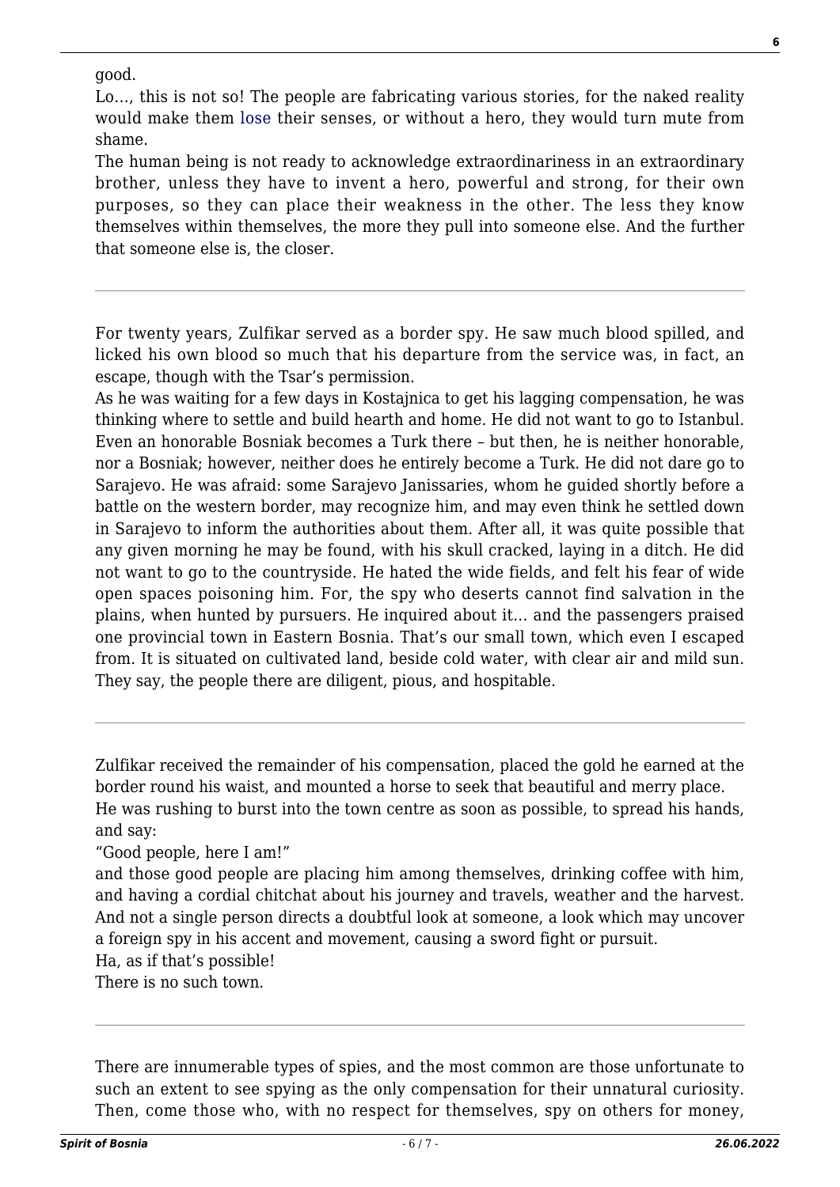good.

Lo…, this is not so! The people are fabricating various stories, for the naked reality would make them lose their senses, or without a hero, they would turn mute from shame.

The human being is not ready to acknowledge extraordinariness in an extraordinary brother, unless they have to invent a hero, powerful and strong, for their own purposes, so they can place their weakness in the other. The less they know themselves within themselves, the more they pull into someone else. And the further that someone else is, the closer.

---

For twenty years, Zulfikar served as a border spy. He saw much blood spilled, and licked his own blood so much that his departure from the service was, in fact, an escape, though with the Tsar's permission.

As he was waiting for a few days in Kostajnica to get his lagging compensation, he was thinking where to settle and build hearth and home. He did not want to go to Istanbul. Even an honorable Bosniak becomes a Turk there – but then, he is neither honorable, nor a Bosniak; however, neither does he entirely become a Turk. He did not dare go to Sarajevo. He was afraid: some Sarajevo Janissaries, whom he guided shortly before a battle on the western border, may recognize him, and may even think he settled down in Sarajevo to inform the authorities about them. After all, it was quite possible that any given morning he may be found, with his skull cracked, laying in a ditch. He did not want to go to the countryside. He hated the wide fields, and felt his fear of wide open spaces poisoning him. For, the spy who deserts cannot find salvation in the plains, when hunted by pursuers. He inquired about it… and the passengers praised one provincial town in Eastern Bosnia. That's our small town, which even I escaped from. It is situated on cultivated land, beside cold water, with clear air and mild sun. They say, the people there are diligent, pious, and hospitable.

---

Zulfikar received the remainder of his compensation, placed the gold he earned at the border round his waist, and mounted a horse to seek that beautiful and merry place.

He was rushing to burst into the town centre as soon as possible, to spread his hands, and say:

"Good people, here I am!"

and those good people are placing him among themselves, drinking coffee with him, and having a cordial chitchat about his journey and travels, weather and the harvest. And not a single person directs a doubtful look at someone, a look which may uncover a foreign spy in his accent and movement, causing a sword fight or pursuit.

Ha, as if that's possible!

There is no such town.

---

There are innumerable types of spies, and the most common are those unfortunate to such an extent to see spying as the only compensation for their unnatural curiosity. Then, come those who, with no respect for themselves, spy on others for money,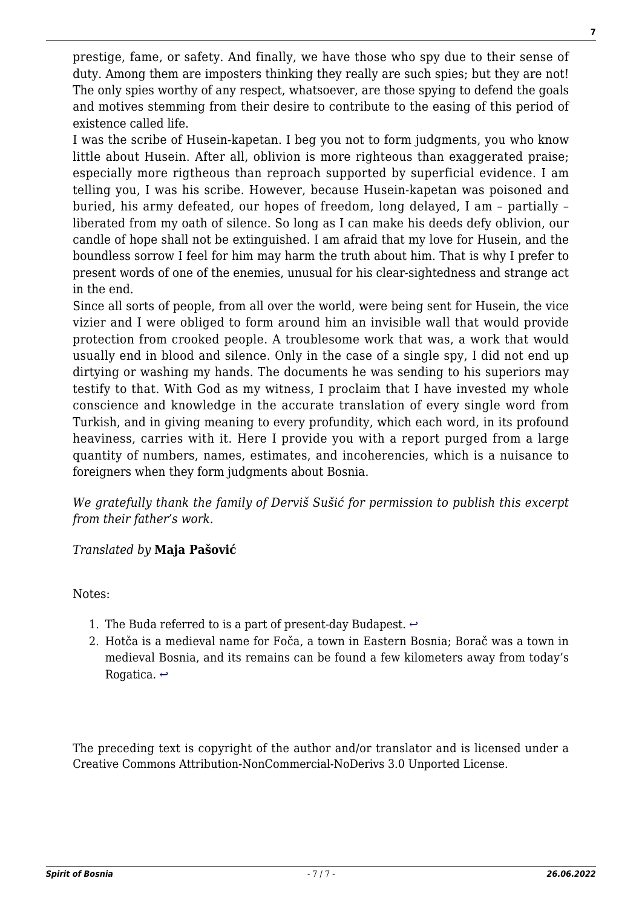prestige, fame, or safety. And finally, we have those who spy due to their sense of duty. Among them are imposters thinking they really are such spies; but they are not! The only spies worthy of any respect, whatsoever, are those spying to defend the goals and motives stemming from their desire to contribute to the easing of this period of existence called life.

I was the scribe of Husein-kapetan. I beg you not to form judgments, you who know little about Husein. After all, oblivion is more righteous than exaggerated praise; especially more rigtheous than reproach supported by superficial evidence. I am telling you, I was his scribe. However, because Husein-kapetan was poisoned and buried, his army defeated, our hopes of freedom, long delayed, I am – partially – liberated from my oath of silence. So long as I can make his deeds defy oblivion, our candle of hope shall not be extinguished. I am afraid that my love for Husein, and the boundless sorrow I feel for him may harm the truth about him. That is why I prefer to present words of one of the enemies, unusual for his clear-sightedness and strange act in the end.

Since all sorts of people, from all over the world, were being sent for Husein, the vice vizier and I were obliged to form around him an invisible wall that would provide protection from crooked people. A troublesome work that was, a work that would usually end in blood and silence. Only in the case of a single spy, I did not end up dirtying or washing my hands. The documents he was sending to his superiors may testify to that. With God as my witness, I proclaim that I have invested my whole conscience and knowledge in the accurate translation of every single word from Turkish, and in giving meaning to every profundity, which each word, in its profound heaviness, carries with it. Here I provide you with a report purged from a large quantity of numbers, names, estimates, and incoherencies, which is a nuisance to foreigners when they form judgments about Bosnia.

*We gratefully thank the family of Derviš Sušić for permission to publish this excerpt from their father's work.*

*Translated by* **Maja Pašović**

Notes:

1. The Buda referred to is a part of present-day Budapest. ↩
2. Hotča is a medieval name for Foča, a town in Eastern Bosnia; Borač was a town in medieval Bosnia, and its remains can be found a few kilometers away from today's Rogatica. ↩

The preceding text is copyright of the author and/or translator and is licensed under a Creative Commons Attribution-NonCommercial-NoDerivs 3.0 Unported License.